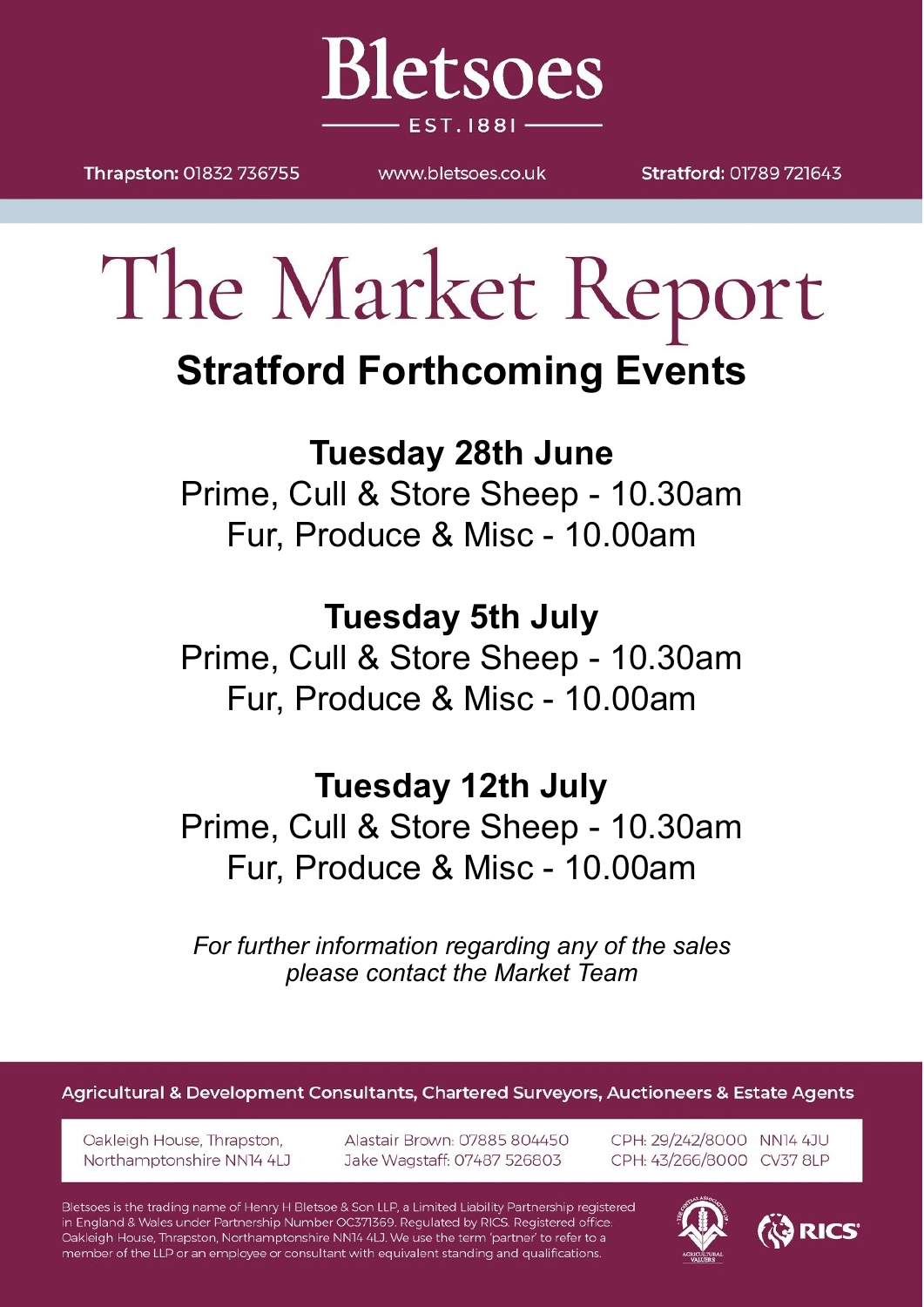# Bletsoes

EST. 1881

**Thrapston:** 01832 736755 www.bletsoes.co.uk **Stratford:** 01789 721643

# The Market Report

## Stratford Forthcoming Events

### Tuesday 28th June

Prime, Cull & Store Sheep - 10.30am
Fur, Produce & Misc - 10.00am

### Tuesday 5th July

Prime, Cull & Store Sheep - 10.30am
Fur, Produce & Misc - 10.00am

### Tuesday 12th July

Prime, Cull & Store Sheep - 10.30am
Fur, Produce & Misc - 10.00am

*For further information regarding any of the sales please contact the Market Team*

**Agricultural & Development Consultants, Chartered Surveyors, Auctioneers & Estate Agents**

Oakleigh House, Thrapston, Northamptonshire NN14 4LJ

Alastair Brown: 07885 804450
Jake Wagstaff: 07487 526803

CPH: 29/242/8000 NN14 4JU
CPH: 43/266/8000 CV37 8LP

Bletsoes is the trading name of Henry H Bletsoe & Son LLP, a Limited Liability Partnership registered in England & Wales under Partnership Number OC371369. Regulated by RICS. Registered office: Oakleigh House, Thrapston, Northamptonshire NN14 4LJ. We use the term 'partner' to refer to a member of the LLP or an employee or consultant with equivalent standing and qualifications.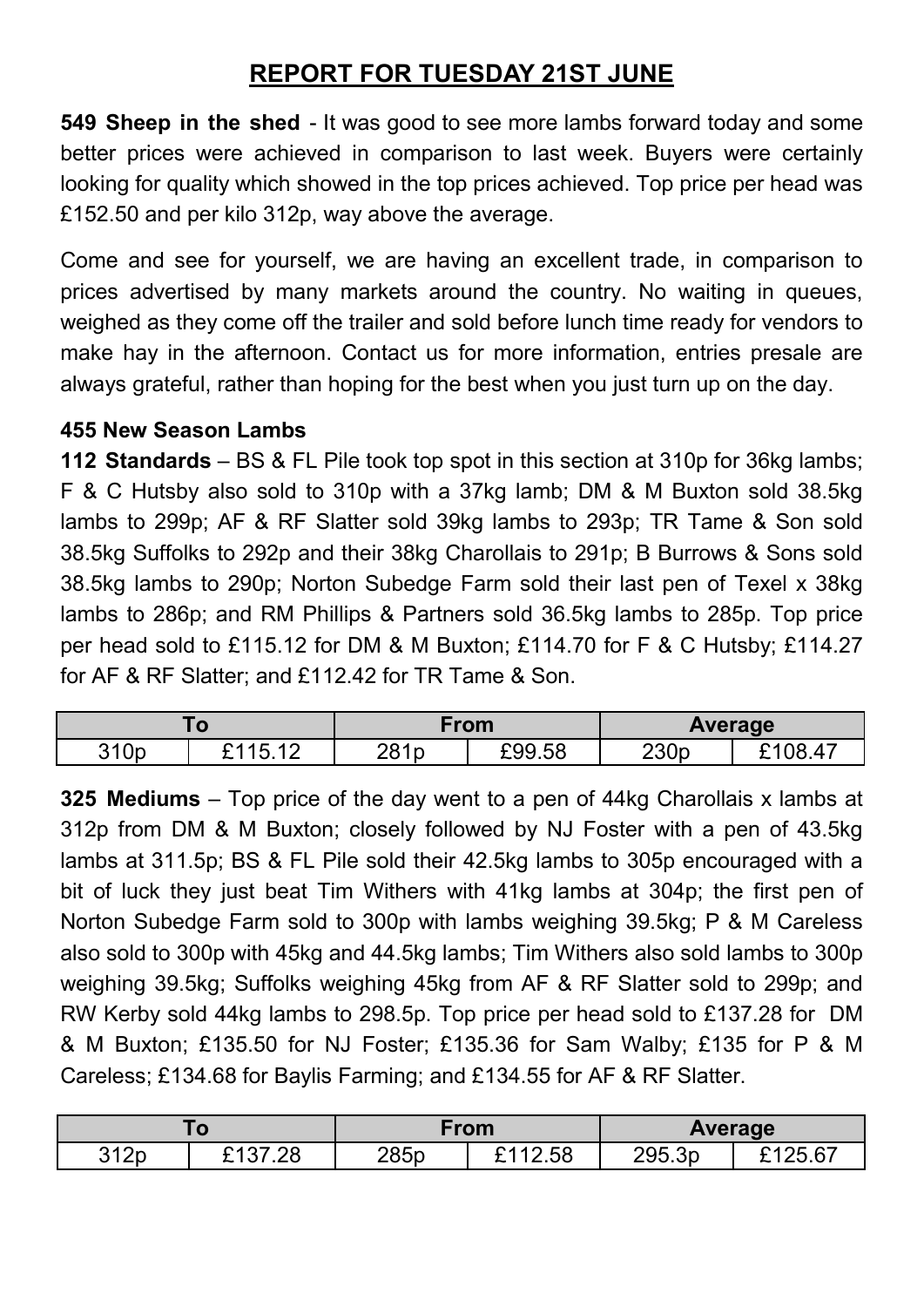# REPORT FOR TUESDAY 21ST JUNE

**549 Sheep in the shed** - It was good to see more lambs forward today and some better prices were achieved in comparison to last week. Buyers were certainly looking for quality which showed in the top prices achieved. Top price per head was £152.50 and per kilo 312p, way above the average.

Come and see for yourself, we are having an excellent trade, in comparison to prices advertised by many markets around the country. No waiting in queues, weighed as they come off the trailer and sold before lunch time ready for vendors to make hay in the afternoon. Contact us for more information, entries presale are always grateful, rather than hoping for the best when you just turn up on the day.

**455 New Season Lambs**

**112 Standards** – BS & FL Pile took top spot in this section at 310p for 36kg lambs; F & C Hutsby also sold to 310p with a 37kg lamb; DM & M Buxton sold 38.5kg lambs to 299p; AF & RF Slatter sold 39kg lambs to 293p; TR Tame & Son sold 38.5kg Suffolks to 292p and their 38kg Charollais to 291p; B Burrows & Sons sold 38.5kg lambs to 290p; Norton Subedge Farm sold their last pen of Texel x 38kg lambs to 286p; and RM Phillips & Partners sold 36.5kg lambs to 285p. Top price per head sold to £115.12 for DM & M Buxton; £114.70 for F & C Hutsby; £114.27 for AF & RF Slatter; and £112.42 for TR Tame & Son.

| To | | From | | Average | |
|---|---|---|---|---|---|
| 310p | £115.12 | 281p | £99.58 | 230p | £108.47 |

**325 Mediums** – Top price of the day went to a pen of 44kg Charollais x lambs at 312p from DM & M Buxton; closely followed by NJ Foster with a pen of 43.5kg lambs at 311.5p; BS & FL Pile sold their 42.5kg lambs to 305p encouraged with a bit of luck they just beat Tim Withers with 41kg lambs at 304p; the first pen of Norton Subedge Farm sold to 300p with lambs weighing 39.5kg; P & M Careless also sold to 300p with 45kg and 44.5kg lambs; Tim Withers also sold lambs to 300p weighing 39.5kg; Suffolks weighing 45kg from AF & RF Slatter sold to 299p; and RW Kerby sold 44kg lambs to 298.5p. Top price per head sold to £137.28 for DM & M Buxton; £135.50 for NJ Foster; £135.36 for Sam Walby; £135 for P & M Careless; £134.68 for Baylis Farming; and £134.55 for AF & RF Slatter.

| To | | From | | Average | |
|---|---|---|---|---|---|
| 312p | £137.28 | 285p | £112.58 | 295.3p | £125.67 |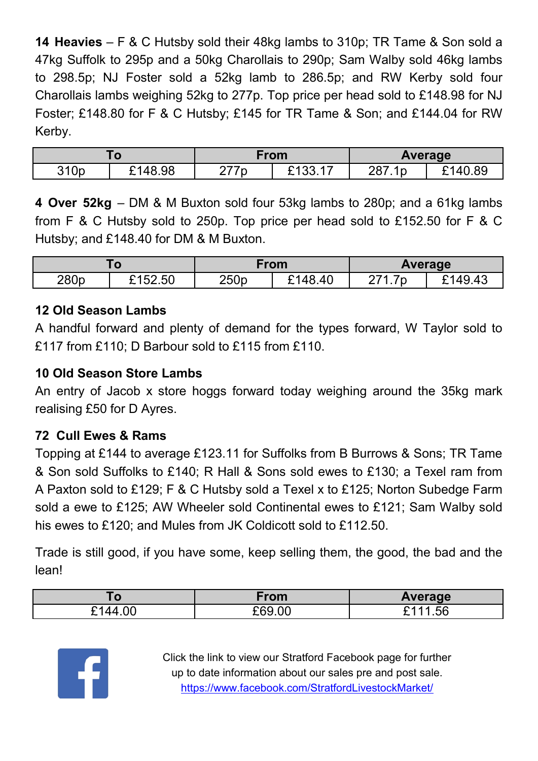**14 Heavies** – F & C Hutsby sold their 48kg lambs to 310p; TR Tame & Son sold a 47kg Suffolk to 295p and a 50kg Charollais to 290p; Sam Walby sold 46kg lambs to 298.5p; NJ Foster sold a 52kg lamb to 286.5p; and RW Kerby sold four Charollais lambs weighing 52kg to 277p. Top price per head sold to £148.98 for NJ Foster; £148.80 for F & C Hutsby; £145 for TR Tame & Son; and £144.04 for RW Kerby.

| To | | From | | Average | |
|---|---|---|---|---|---|
| 310p | £148.98 | 277p | £133.17 | 287.1p | £140.89 |

**4 Over 52kg** – DM & M Buxton sold four 53kg lambs to 280p; and a 61kg lambs from F & C Hutsby sold to 250p. Top price per head sold to £152.50 for F & C Hutsby; and £148.40 for DM & M Buxton.

| To | | From | | Average | |
|---|---|---|---|---|---|
| 280p | £152.50 | 250p | £148.40 | 271.7p | £149.43 |

**12 Old Season Lambs**

A handful forward and plenty of demand for the types forward, W Taylor sold to £117 from £110; D Barbour sold to £115 from £110.

**10 Old Season Store Lambs**

An entry of Jacob x store hoggs forward today weighing around the 35kg mark realising £50 for D Ayres.

**72 Cull Ewes & Rams**

Topping at £144 to average £123.11 for Suffolks from B Burrows & Sons; TR Tame & Son sold Suffolks to £140; R Hall & Sons sold ewes to £130; a Texel ram from A Paxton sold to £129; F & C Hutsby sold a Texel x to £125; Norton Subedge Farm sold a ewe to £125; AW Wheeler sold Continental ewes to £121; Sam Walby sold his ewes to £120; and Mules from JK Coldicott sold to £112.50.

Trade is still good, if you have some, keep selling them, the good, the bad and the lean!

| To | From | Average |
|---|---|---|
| £144.00 | £69.00 | £111.56 |

Click the link to view our Stratford Facebook page for further up to date information about our sales pre and post sale.
https://www.facebook.com/StratfordLivestockMarket/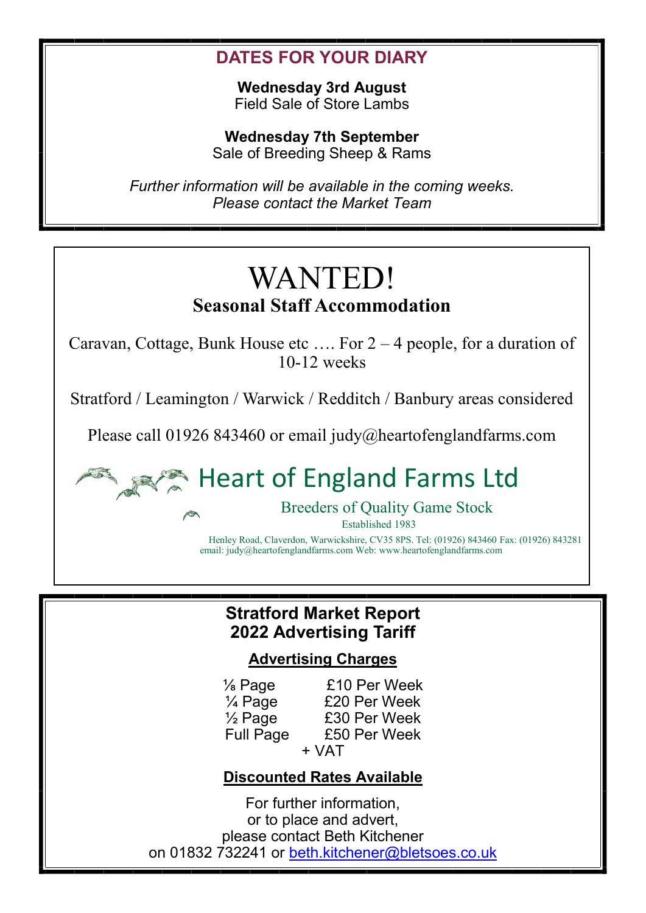## DATES FOR YOUR DIARY

**Wednesday 3rd August**
Field Sale of Store Lambs

**Wednesday 7th September**
Sale of Breeding Sheep & Rams

*Further information will be available in the coming weeks.*
*Please contact the Market Team*

# WANTED!

## Seasonal Staff Accommodation

Caravan, Cottage, Bunk House etc …. For 2 – 4 people, for a duration of 10-12 weeks

Stratford / Leamington / Warwick / Redditch / Banbury areas considered

Please call 01926 843460 or email judy@heartofenglandfarms.com

Heart of England Farms Ltd

Breeders of Quality Game Stock

Established 1983

Henley Road, Claverdon, Warwickshire, CV35 8PS. Tel: (01926) 843460 Fax: (01926) 843281
email: judy@heartofenglandfarms.com Web: www.heartofenglandfarms.com

## Stratford Market Report 2022 Advertising Tariff

**Advertising Charges**

| | |
|---|---|
| ⅛ Page | £10 Per Week |
| ¼ Page | £20 Per Week |
| ½ Page | £30 Per Week |
| Full Page | £50 Per Week |

+ VAT

**Discounted Rates Available**

For further information,
or to place and advert,
please contact Beth Kitchener
on 01832 732241 or beth.kitchener@bletsoes.co.uk